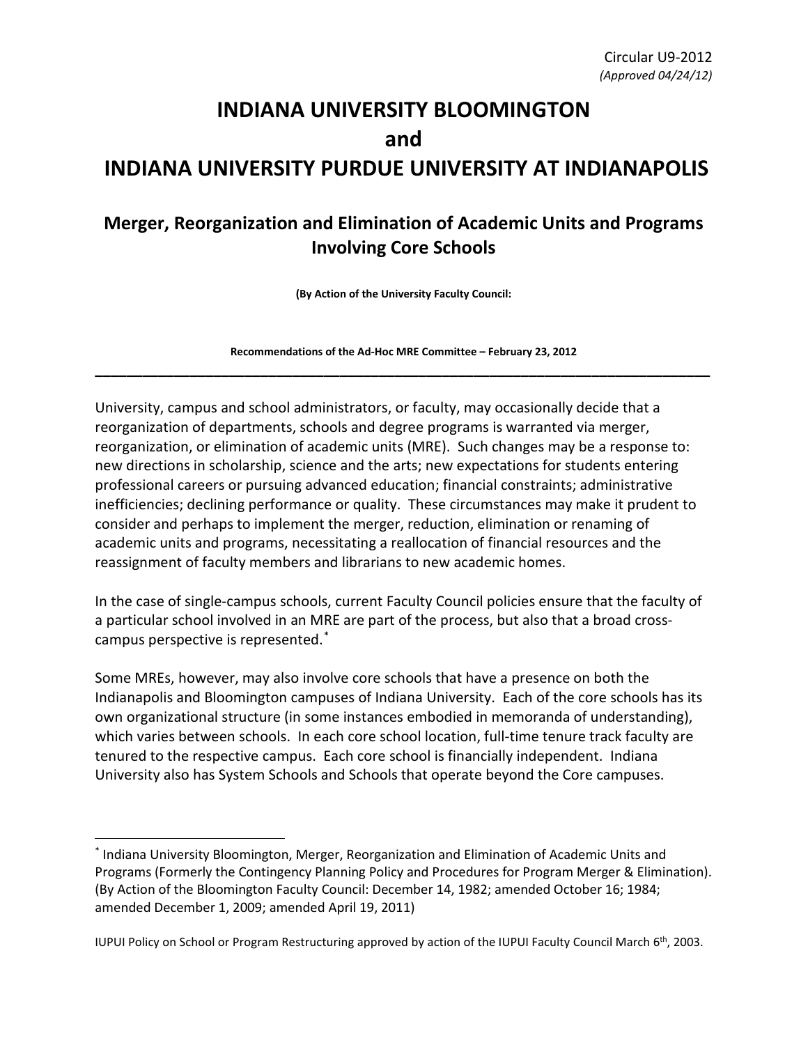Circular U9-2012
*(Approved 04/24/12)*

# INDIANA UNIVERSITY BLOOMINGTON
# and
# INDIANA UNIVERSITY PURDUE UNIVERSITY AT INDIANAPOLIS

## Merger, Reorganization and Elimination of Academic Units and Programs Involving Core Schools

**(By Action of the University Faculty Council:**

**Recommendations of the Ad-Hoc MRE Committee – February 23, 2012**

---

University, campus and school administrators, or faculty, may occasionally decide that a reorganization of departments, schools and degree programs is warranted via merger, reorganization, or elimination of academic units (MRE). Such changes may be a response to: new directions in scholarship, science and the arts; new expectations for students entering professional careers or pursuing advanced education; financial constraints; administrative inefficiencies; declining performance or quality. These circumstances may make it prudent to consider and perhaps to implement the merger, reduction, elimination or renaming of academic units and programs, necessitating a reallocation of financial resources and the reassignment of faculty members and librarians to new academic homes.

In the case of single-campus schools, current Faculty Council policies ensure that the faculty of a particular school involved in an MRE are part of the process, but also that a broad cross-campus perspective is represented.*

Some MREs, however, may also involve core schools that have a presence on both the Indianapolis and Bloomington campuses of Indiana University. Each of the core schools has its own organizational structure (in some instances embodied in memoranda of understanding), which varies between schools. In each core school location, full-time tenure track faculty are tenured to the respective campus. Each core school is financially independent. Indiana University also has System Schools and Schools that operate beyond the Core campuses.

---

* Indiana University Bloomington, Merger, Reorganization and Elimination of Academic Units and Programs (Formerly the Contingency Planning Policy and Procedures for Program Merger & Elimination). (By Action of the Bloomington Faculty Council: December 14, 1982; amended October 16; 1984; amended December 1, 2009; amended April 19, 2011)

IUPUI Policy on School or Program Restructuring approved by action of the IUPUI Faculty Council March 6th, 2003.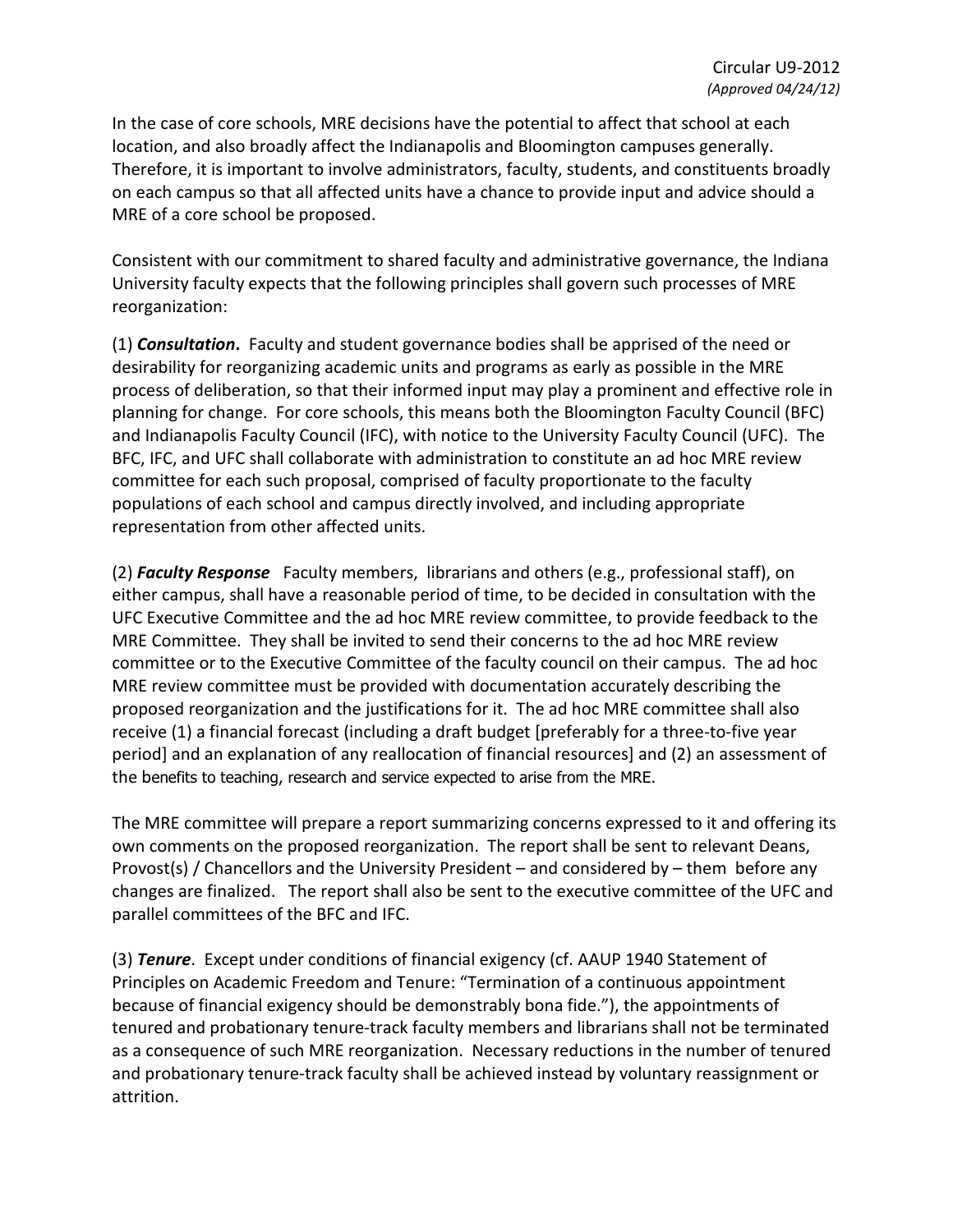In the case of core schools, MRE decisions have the potential to affect that school at each location, and also broadly affect the Indianapolis and Bloomington campuses generally. Therefore, it is important to involve administrators, faculty, students, and constituents broadly on each campus so that all affected units have a chance to provide input and advice should a MRE of a core school be proposed.

Consistent with our commitment to shared faculty and administrative governance, the Indiana University faculty expects that the following principles shall govern such processes of MRE reorganization:

(1) ***Consultation*.** Faculty and student governance bodies shall be apprised of the need or desirability for reorganizing academic units and programs as early as possible in the MRE process of deliberation, so that their informed input may play a prominent and effective role in planning for change. For core schools, this means both the Bloomington Faculty Council (BFC) and Indianapolis Faculty Council (IFC), with notice to the University Faculty Council (UFC). The BFC, IFC, and UFC shall collaborate with administration to constitute an ad hoc MRE review committee for each such proposal, comprised of faculty proportionate to the faculty populations of each school and campus directly involved, and including appropriate representation from other affected units.

(2) ***Faculty Response*** Faculty members, librarians and others (e.g., professional staff), on either campus, shall have a reasonable period of time, to be decided in consultation with the UFC Executive Committee and the ad hoc MRE review committee, to provide feedback to the MRE Committee. They shall be invited to send their concerns to the ad hoc MRE review committee or to the Executive Committee of the faculty council on their campus. The ad hoc MRE review committee must be provided with documentation accurately describing the proposed reorganization and the justifications for it. The ad hoc MRE committee shall also receive (1) a financial forecast (including a draft budget [preferably for a three-to-five year period] and an explanation of any reallocation of financial resources] and (2) an assessment of the benefits to teaching, research and service expected to arise from the MRE.

The MRE committee will prepare a report summarizing concerns expressed to it and offering its own comments on the proposed reorganization. The report shall be sent to relevant Deans, Provost(s) / Chancellors and the University President – and considered by – them before any changes are finalized. The report shall also be sent to the executive committee of the UFC and parallel committees of the BFC and IFC.

(3) ***Tenure***. Except under conditions of financial exigency (cf. AAUP 1940 Statement of Principles on Academic Freedom and Tenure: "Termination of a continuous appointment because of financial exigency should be demonstrably bona fide."), the appointments of tenured and probationary tenure-track faculty members and librarians shall not be terminated as a consequence of such MRE reorganization. Necessary reductions in the number of tenured and probationary tenure-track faculty shall be achieved instead by voluntary reassignment or attrition.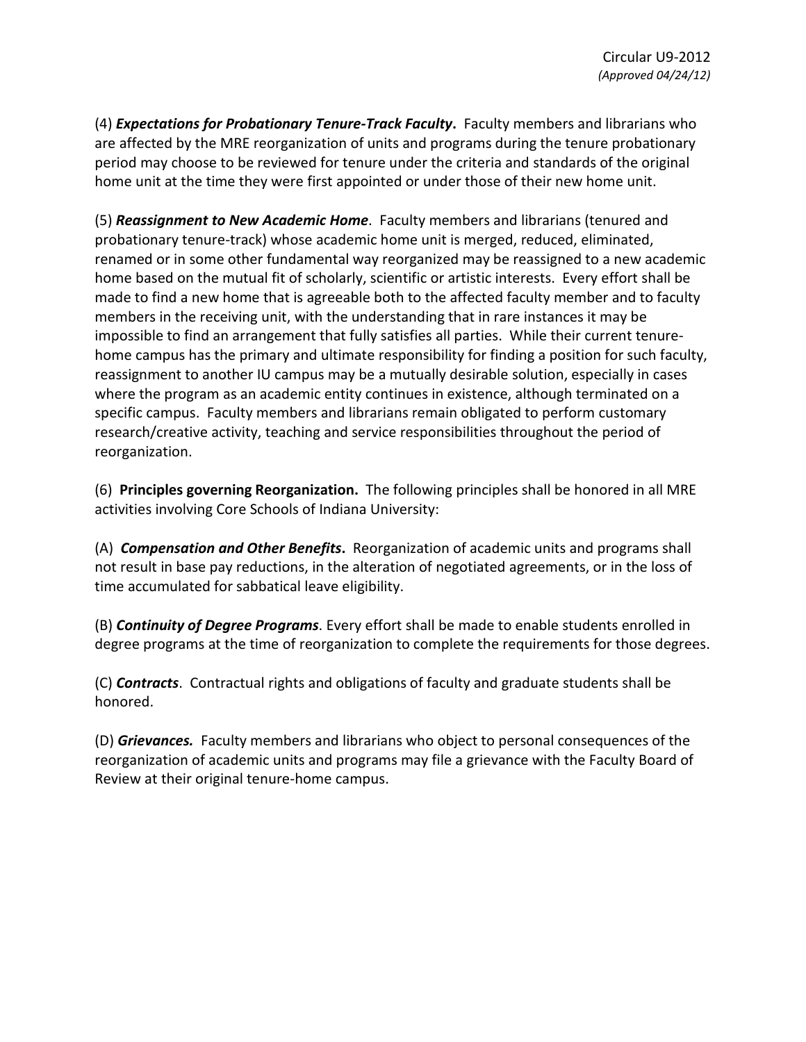(4) ***Expectations for Probationary Tenure-Track Faculty*.** Faculty members and librarians who are affected by the MRE reorganization of units and programs during the tenure probationary period may choose to be reviewed for tenure under the criteria and standards of the original home unit at the time they were first appointed or under those of their new home unit.

(5) ***Reassignment to New Academic Home***. Faculty members and librarians (tenured and probationary tenure-track) whose academic home unit is merged, reduced, eliminated, renamed or in some other fundamental way reorganized may be reassigned to a new academic home based on the mutual fit of scholarly, scientific or artistic interests. Every effort shall be made to find a new home that is agreeable both to the affected faculty member and to faculty members in the receiving unit, with the understanding that in rare instances it may be impossible to find an arrangement that fully satisfies all parties. While their current tenure-home campus has the primary and ultimate responsibility for finding a position for such faculty, reassignment to another IU campus may be a mutually desirable solution, especially in cases where the program as an academic entity continues in existence, although terminated on a specific campus. Faculty members and librarians remain obligated to perform customary research/creative activity, teaching and service responsibilities throughout the period of reorganization.

(6) **Principles governing Reorganization.** The following principles shall be honored in all MRE activities involving Core Schools of Indiana University:

(A) ***Compensation and Other Benefits*.** Reorganization of academic units and programs shall not result in base pay reductions, in the alteration of negotiated agreements, or in the loss of time accumulated for sabbatical leave eligibility.

(B) ***Continuity of Degree Programs***. Every effort shall be made to enable students enrolled in degree programs at the time of reorganization to complete the requirements for those degrees.

(C) ***Contracts***. Contractual rights and obligations of faculty and graduate students shall be honored.

(D) ***Grievances.*** Faculty members and librarians who object to personal consequences of the reorganization of academic units and programs may file a grievance with the Faculty Board of Review at their original tenure-home campus.